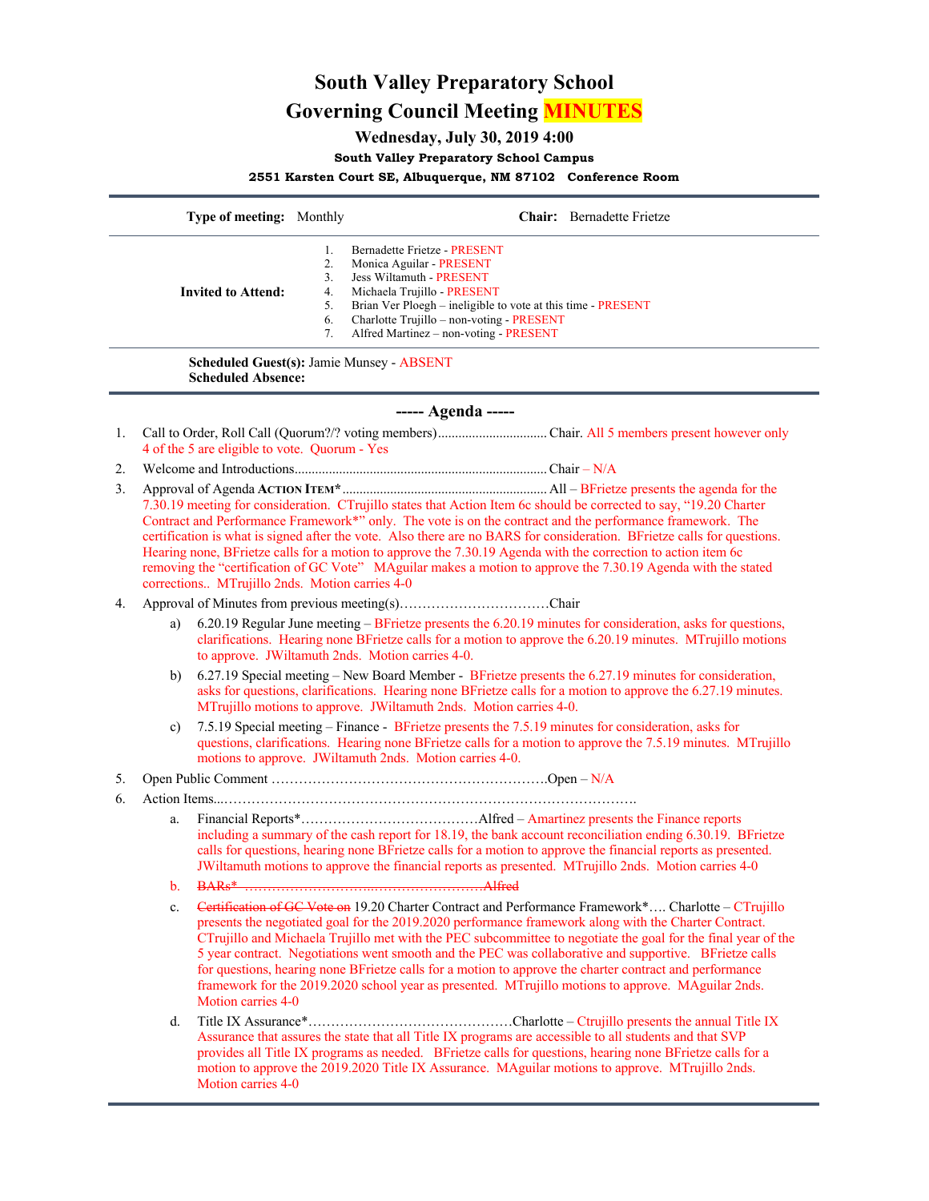# South Valley Preparatory School

## Governing Council Meeting MINUTES

### Wednesday, July 30, 2019 4:00

**South Valley Preparatory School Campus**

**2551 Karsten Court SE, Albuquerque, NM 87102 Conference Room**

---

**Type of meeting:** Monthly  **Chair:** Bernadette Frietze

**Invited to Attend:**

1. Bernadette Frietze - PRESENT
2. Monica Aguilar - PRESENT
3. Jess Wiltamuth - PRESENT
4. Michaela Trujillo - PRESENT
5. Brian Ver Ploegh – ineligible to vote at this time - PRESENT
6. Charlotte Trujillo – non-voting - PRESENT
7. Alfred Martinez – non-voting - PRESENT

**Scheduled Guest(s):** Jamie Munsey - ABSENT
**Scheduled Absence:**

---

### ----- Agenda -----

1. Call to Order, Roll Call (Quorum?/? voting members)................................Chair. All 5 members present however only 4 of the 5 are eligible to vote. Quorum - Yes
2. Welcome and Introductions.........................................................................Chair – N/A
3. Approval of Agenda **ACTION ITEM***...........................................................All – BFrietze presents the agenda for the 7.30.19 meeting for consideration. CTrujillo states that Action Item 6c should be corrected to say, "19.20 Charter Contract and Performance Framework*" only. The vote is on the contract and the performance framework. The certification is what is signed after the vote. Also there are no BARS for consideration. BFrietze calls for questions. Hearing none, BFrietze calls for a motion to approve the 7.30.19 Agenda with the correction to action item 6c removing the "certification of GC Vote" MAguilar makes a motion to approve the 7.30.19 Agenda with the stated corrections.. MTrujillo 2nds. Motion carries 4-0
4. Approval of Minutes from previous meeting(s)……………………………Chair
   a) 6.20.19 Regular June meeting – BFrietze presents the 6.20.19 minutes for consideration, asks for questions, clarifications. Hearing none BFrietze calls for a motion to approve the 6.20.19 minutes. MTrujillo motions to approve. JWiltamuth 2nds. Motion carries 4-0.
   b) 6.27.19 Special meeting – New Board Member - BFrietze presents the 6.27.19 minutes for consideration, asks for questions, clarifications. Hearing none BFrietze calls for a motion to approve the 6.27.19 minutes. MTrujillo motions to approve. JWiltamuth 2nds. Motion carries 4-0.
   c) 7.5.19 Special meeting – Finance - BFrietze presents the 7.5.19 minutes for consideration, asks for questions, clarifications. Hearing none BFrietze calls for a motion to approve the 7.5.19 minutes. MTrujillo motions to approve. JWiltamuth 2nds. Motion carries 4-0.
5. Open Public Comment …………………………………………………….Open – N/A
6. Action Items...……………………………………………………………………………….
   a. Financial Reports*…………………………………Alfred – Amartinez presents the Finance reports including a summary of the cash report for 18.19, the bank account reconciliation ending 6.30.19. BFrietze calls for questions, hearing none BFrietze calls for a motion to approve the financial reports as presented. JWiltamuth motions to approve the financial reports as presented. MTrujillo 2nds. Motion carries 4-0
   b. ~~BARs* ……………………..……………………Alfred~~
   c. ~~Certification of GC Vote on~~ 19.20 Charter Contract and Performance Framework*…. Charlotte – CTrujillo presents the negotiated goal for the 2019.2020 performance framework along with the Charter Contract. CTrujillo and Michaela Trujillo met with the PEC subcommittee to negotiate the goal for the final year of the 5 year contract. Negotiations went smooth and the PEC was collaborative and supportive. BFrietze calls for questions, hearing none BFrietze calls for a motion to approve the charter contract and performance framework for the 2019.2020 school year as presented. MTrujillo motions to approve. MAguilar 2nds. Motion carries 4-0
   d. Title IX Assurance*………………………………………Charlotte – Ctrujillo presents the annual Title IX Assurance that assures the state that all Title IX programs are accessible to all students and that SVP provides all Title IX programs as needed. BFrietze calls for questions, hearing none BFrietze calls for a motion to approve the 2019.2020 Title IX Assurance. MAguilar motions to approve. MTrujillo 2nds. Motion carries 4-0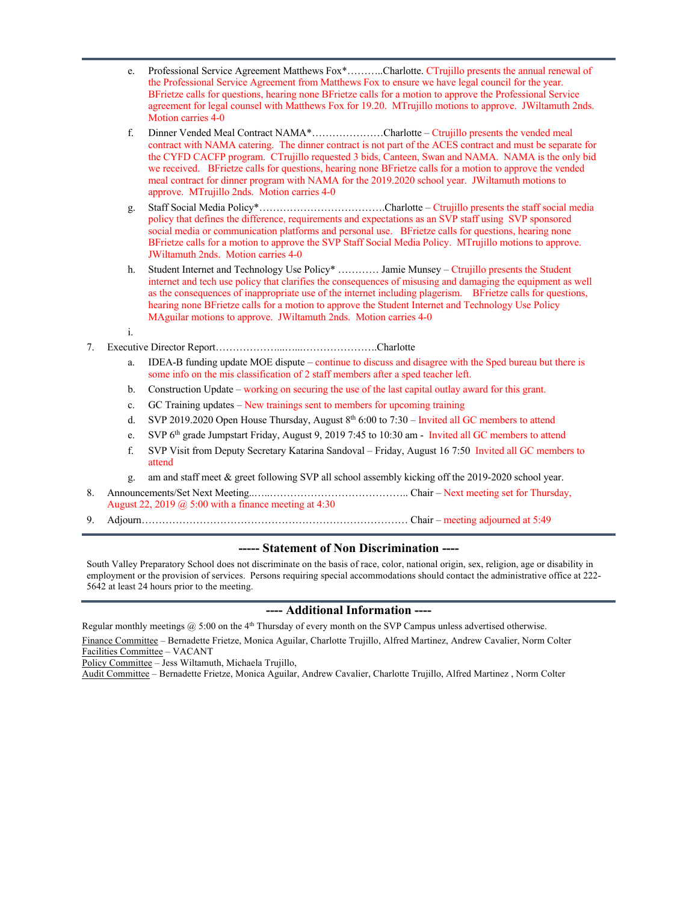e. Professional Service Agreement Matthews Fox*………..Charlotte. CTrujillo presents the annual renewal of the Professional Service Agreement from Matthews Fox to ensure we have legal council for the year. BFrietze calls for questions, hearing none BFrietze calls for a motion to approve the Professional Service agreement for legal counsel with Matthews Fox for 19.20. MTrujillo motions to approve. JWiltamuth 2nds. Motion carries 4-0

f. Dinner Vended Meal Contract NAMA*…………………Charlotte – Ctrujillo presents the vended meal contract with NAMA catering. The dinner contract is not part of the ACES contract and must be separate for the CYFD CACFP program. CTrujillo requested 3 bids, Canteen, Swan and NAMA. NAMA is the only bid we received. BFrietze calls for questions, hearing none BFrietze calls for a motion to approve the vended meal contract for dinner program with NAMA for the 2019.2020 school year. JWiltamuth motions to approve. MTrujillo 2nds. Motion carries 4-0

g. Staff Social Media Policy*……………………………….Charlotte – Ctrujillo presents the staff social media policy that defines the difference, requirements and expectations as an SVP staff using SVP sponsored social media or communication platforms and personal use. BFrietze calls for questions, hearing none BFrietze calls for a motion to approve the SVP Staff Social Media Policy. MTrujillo motions to approve. JWiltamuth 2nds. Motion carries 4-0

h. Student Internet and Technology Use Policy* ………… Jamie Munsey – Ctrujillo presents the Student internet and tech use policy that clarifies the consequences of misusing and damaging the equipment as well as the consequences of inappropriate use of the internet including plagerism. BFrietze calls for questions, hearing none BFrietze calls for a motion to approve the Student Internet and Technology Use Policy MAguilar motions to approve. JWiltamuth 2nds. Motion carries 4-0

i.

7. Executive Director Report………………...…...………………….Charlotte
   a. IDEA-B funding update MOE dispute – continue to discuss and disagree with the Sped bureau but there is some info on the mis classification of 2 staff members after a sped teacher left.
   b. Construction Update – working on securing the use of the last capital outlay award for this grant.
   c. GC Training updates – New trainings sent to members for upcoming training
   d. SVP 2019.2020 Open House Thursday, August 8th 6:00 to 7:30 – Invited all GC members to attend
   e. SVP 6th grade Jumpstart Friday, August 9, 2019 7:45 to 10:30 am - Invited all GC members to attend
   f. SVP Visit from Deputy Secretary Katarina Sandoval – Friday, August 16 7:50 Invited all GC members to attend
   g. am and staff meet & greet following SVP all school assembly kicking off the 2019-2020 school year.

8. Announcements/Set Next Meeting..…..………………………………….. Chair – Next meeting set for Thursday, August 22, 2019 @ 5:00 with a finance meeting at 4:30

9. Adjourn…………………………………………………………………. Chair – meeting adjourned at 5:49

## ----- Statement of Non Discrimination ----

South Valley Preparatory School does not discriminate on the basis of race, color, national origin, sex, religion, age or disability in employment or the provision of services. Persons requiring special accommodations should contact the administrative office at 222-5642 at least 24 hours prior to the meeting.

## ---- Additional Information ----

Regular monthly meetings @ 5:00 on the 4th Thursday of every month on the SVP Campus unless advertised otherwise.

Finance Committee – Bernadette Frietze, Monica Aguilar, Charlotte Trujillo, Alfred Martinez, Andrew Cavalier, Norm Colter
Facilities Committee – VACANT
Policy Committee – Jess Wiltamuth, Michaela Trujillo,
Audit Committee – Bernadette Frietze, Monica Aguilar, Andrew Cavalier, Charlotte Trujillo, Alfred Martinez , Norm Colter